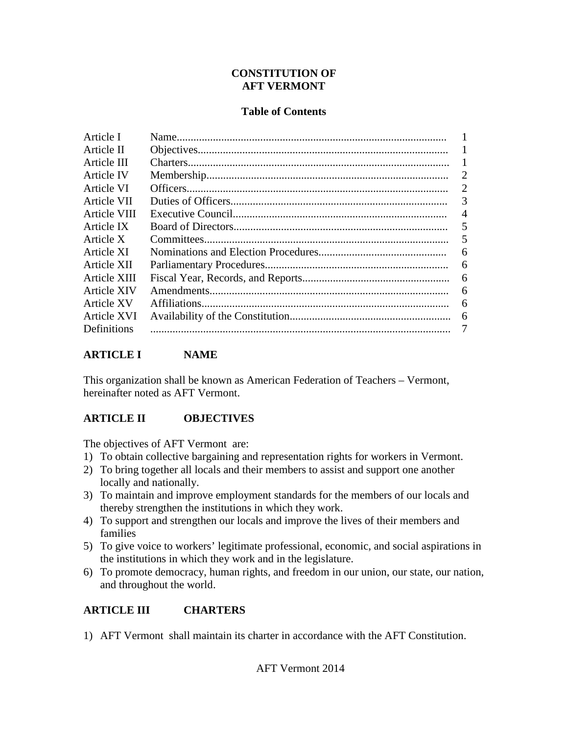# CONSTITUTION OF AFT VERMONT

## Table of Contents

| | | |
|---|---|---|
| Article I | Name | 1 |
| Article II | Objectives | 1 |
| Article III | Charters | 1 |
| Article IV | Membership | 2 |
| Article VI | Officers | 2 |
| Article VII | Duties of Officers | 3 |
| Article VIII | Executive Council | 4 |
| Article IX | Board of Directors | 5 |
| Article X | Committees | 5 |
| Article XI | Nominations and Election Procedures | 6 |
| Article XII | Parliamentary Procedures | 6 |
| Article XIII | Fiscal Year, Records, and Reports | 6 |
| Article XIV | Amendments | 6 |
| Article XV | Affiliations | 6 |
| Article XVI | Availability of the Constitution | 6 |
| Definitions | | 7 |

## ARTICLE I NAME

This organization shall be known as American Federation of Teachers – Vermont, hereinafter noted as AFT Vermont.

## ARTICLE II OBJECTIVES

The objectives of AFT Vermont are:

1) To obtain collective bargaining and representation rights for workers in Vermont.
2) To bring together all locals and their members to assist and support one another locally and nationally.
3) To maintain and improve employment standards for the members of our locals and thereby strengthen the institutions in which they work.
4) To support and strengthen our locals and improve the lives of their members and families
5) To give voice to workers' legitimate professional, economic, and social aspirations in the institutions in which they work and in the legislature.
6) To promote democracy, human rights, and freedom in our union, our state, our nation, and throughout the world.

## ARTICLE III CHARTERS

1) AFT Vermont shall maintain its charter in accordance with the AFT Constitution.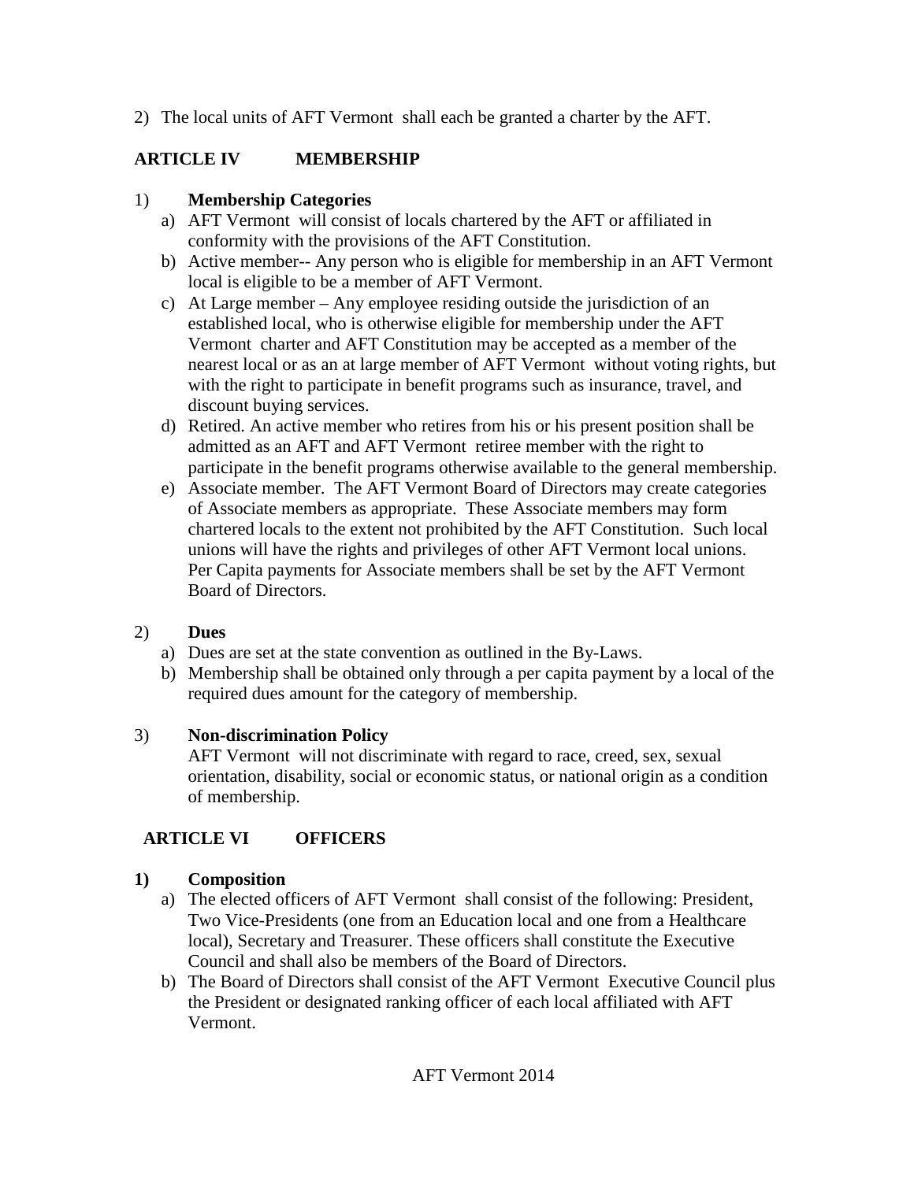2) The local units of AFT Vermont shall each be granted a charter by the AFT.

## ARTICLE IV MEMBERSHIP

1) **Membership Categories**
   a) AFT Vermont will consist of locals chartered by the AFT or affiliated in conformity with the provisions of the AFT Constitution.
   b) Active member-- Any person who is eligible for membership in an AFT Vermont local is eligible to be a member of AFT Vermont.
   c) At Large member – Any employee residing outside the jurisdiction of an established local, who is otherwise eligible for membership under the AFT Vermont charter and AFT Constitution may be accepted as a member of the nearest local or as an at large member of AFT Vermont without voting rights, but with the right to participate in benefit programs such as insurance, travel, and discount buying services.
   d) Retired. An active member who retires from his or his present position shall be admitted as an AFT and AFT Vermont retiree member with the right to participate in the benefit programs otherwise available to the general membership.
   e) Associate member. The AFT Vermont Board of Directors may create categories of Associate members as appropriate. These Associate members may form chartered locals to the extent not prohibited by the AFT Constitution. Such local unions will have the rights and privileges of other AFT Vermont local unions. Per Capita payments for Associate members shall be set by the AFT Vermont Board of Directors.

2) **Dues**
   a) Dues are set at the state convention as outlined in the By-Laws.
   b) Membership shall be obtained only through a per capita payment by a local of the required dues amount for the category of membership.

3) **Non-discrimination Policy**
   AFT Vermont will not discriminate with regard to race, creed, sex, sexual orientation, disability, social or economic status, or national origin as a condition of membership.

## ARTICLE VI OFFICERS

**1) Composition**
   a) The elected officers of AFT Vermont shall consist of the following: President, Two Vice-Presidents (one from an Education local and one from a Healthcare local), Secretary and Treasurer. These officers shall constitute the Executive Council and shall also be members of the Board of Directors.
   b) The Board of Directors shall consist of the AFT Vermont Executive Council plus the President or designated ranking officer of each local affiliated with AFT Vermont.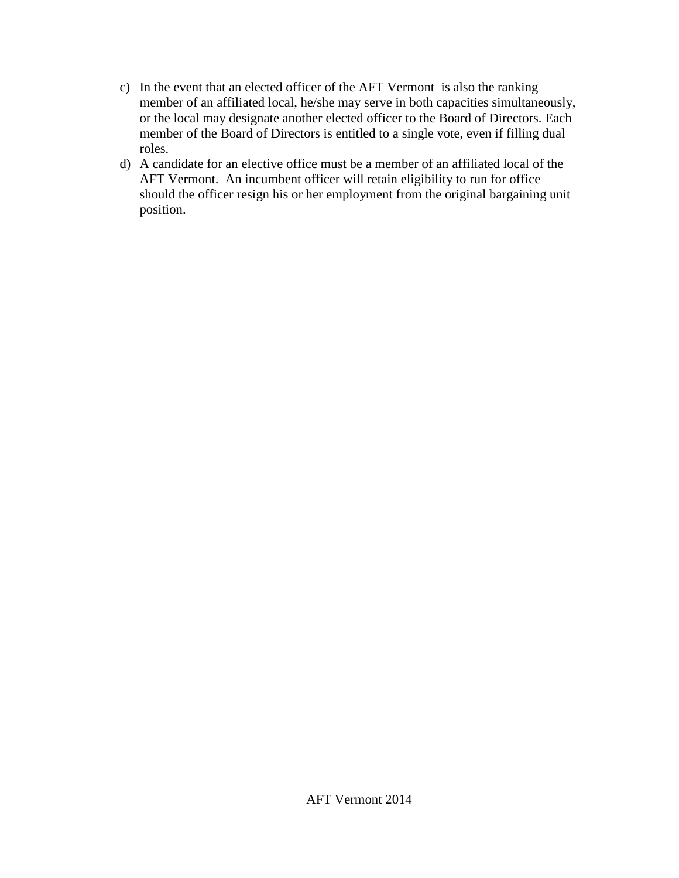c) In the event that an elected officer of the AFT Vermont is also the ranking member of an affiliated local, he/she may serve in both capacities simultaneously, or the local may designate another elected officer to the Board of Directors. Each member of the Board of Directors is entitled to a single vote, even if filling dual roles.

d) A candidate for an elective office must be a member of an affiliated local of the AFT Vermont. An incumbent officer will retain eligibility to run for office should the officer resign his or her employment from the original bargaining unit position.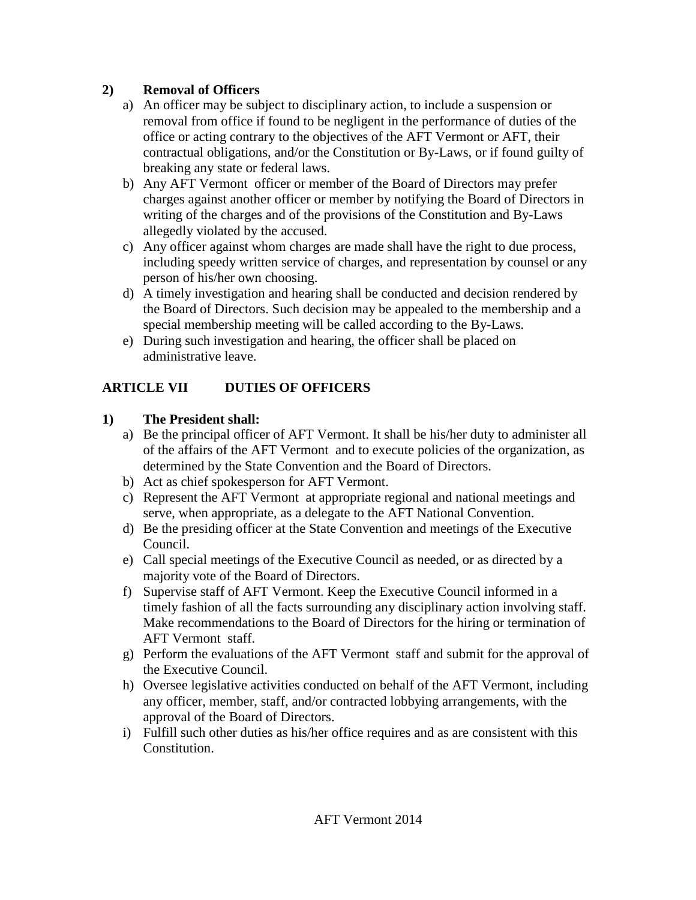**2) Removal of Officers**

a) An officer may be subject to disciplinary action, to include a suspension or removal from office if found to be negligent in the performance of duties of the office or acting contrary to the objectives of the AFT Vermont or AFT, their contractual obligations, and/or the Constitution or By-Laws, or if found guilty of breaking any state or federal laws.

b) Any AFT Vermont officer or member of the Board of Directors may prefer charges against another officer or member by notifying the Board of Directors in writing of the charges and of the provisions of the Constitution and By-Laws allegedly violated by the accused.

c) Any officer against whom charges are made shall have the right to due process, including speedy written service of charges, and representation by counsel or any person of his/her own choosing.

d) A timely investigation and hearing shall be conducted and decision rendered by the Board of Directors. Such decision may be appealed to the membership and a special membership meeting will be called according to the By-Laws.

e) During such investigation and hearing, the officer shall be placed on administrative leave.

## ARTICLE VII DUTIES OF OFFICERS

**1) The President shall:**

a) Be the principal officer of AFT Vermont. It shall be his/her duty to administer all of the affairs of the AFT Vermont and to execute policies of the organization, as determined by the State Convention and the Board of Directors.

b) Act as chief spokesperson for AFT Vermont.

c) Represent the AFT Vermont at appropriate regional and national meetings and serve, when appropriate, as a delegate to the AFT National Convention.

d) Be the presiding officer at the State Convention and meetings of the Executive Council.

e) Call special meetings of the Executive Council as needed, or as directed by a majority vote of the Board of Directors.

f) Supervise staff of AFT Vermont. Keep the Executive Council informed in a timely fashion of all the facts surrounding any disciplinary action involving staff. Make recommendations to the Board of Directors for the hiring or termination of AFT Vermont staff.

g) Perform the evaluations of the AFT Vermont staff and submit for the approval of the Executive Council.

h) Oversee legislative activities conducted on behalf of the AFT Vermont, including any officer, member, staff, and/or contracted lobbying arrangements, with the approval of the Board of Directors.

i) Fulfill such other duties as his/her office requires and as are consistent with this Constitution.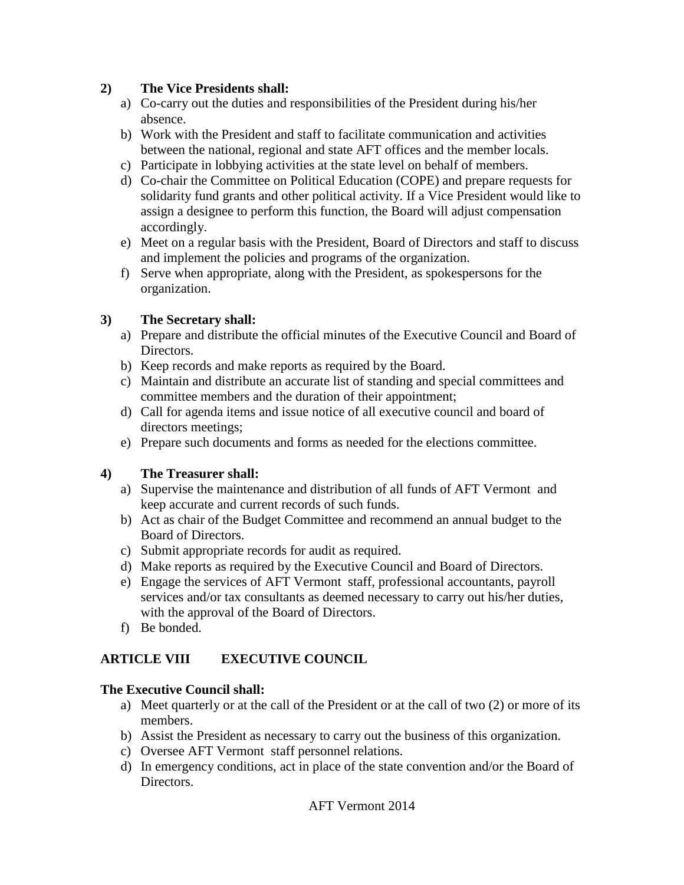**2) The Vice Presidents shall:**

a) Co-carry out the duties and responsibilities of the President during his/her absence.
b) Work with the President and staff to facilitate communication and activities between the national, regional and state AFT offices and the member locals.
c) Participate in lobbying activities at the state level on behalf of members.
d) Co-chair the Committee on Political Education (COPE) and prepare requests for solidarity fund grants and other political activity. If a Vice President would like to assign a designee to perform this function, the Board will adjust compensation accordingly.
e) Meet on a regular basis with the President, Board of Directors and staff to discuss and implement the policies and programs of the organization.
f) Serve when appropriate, along with the President, as spokespersons for the organization.

**3) The Secretary shall:**

a) Prepare and distribute the official minutes of the Executive Council and Board of Directors.
b) Keep records and make reports as required by the Board.
c) Maintain and distribute an accurate list of standing and special committees and committee members and the duration of their appointment;
d) Call for agenda items and issue notice of all executive council and board of directors meetings;
e) Prepare such documents and forms as needed for the elections committee.

**4) The Treasurer shall:**

a) Supervise the maintenance and distribution of all funds of AFT Vermont and keep accurate and current records of such funds.
b) Act as chair of the Budget Committee and recommend an annual budget to the Board of Directors.
c) Submit appropriate records for audit as required.
d) Make reports as required by the Executive Council and Board of Directors.
e) Engage the services of AFT Vermont staff, professional accountants, payroll services and/or tax consultants as deemed necessary to carry out his/her duties, with the approval of the Board of Directors.
f) Be bonded.

## ARTICLE VIII EXECUTIVE COUNCIL

**The Executive Council shall:**

a) Meet quarterly or at the call of the President or at the call of two (2) or more of its members.
b) Assist the President as necessary to carry out the business of this organization.
c) Oversee AFT Vermont staff personnel relations.
d) In emergency conditions, act in place of the state convention and/or the Board of Directors.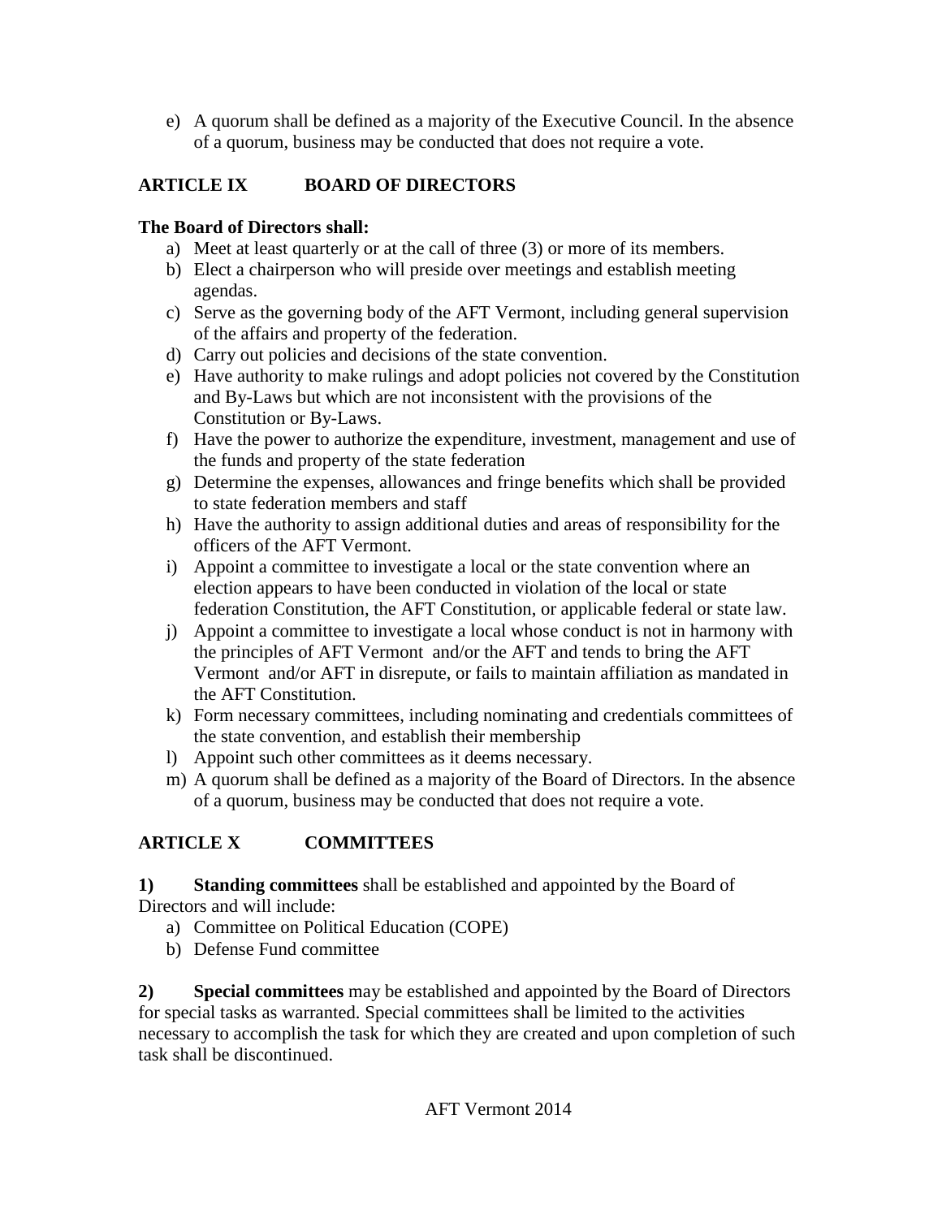e) A quorum shall be defined as a majority of the Executive Council. In the absence of a quorum, business may be conducted that does not require a vote.

## ARTICLE IX BOARD OF DIRECTORS

**The Board of Directors shall:**

a) Meet at least quarterly or at the call of three (3) or more of its members.
b) Elect a chairperson who will preside over meetings and establish meeting agendas.
c) Serve as the governing body of the AFT Vermont, including general supervision of the affairs and property of the federation.
d) Carry out policies and decisions of the state convention.
e) Have authority to make rulings and adopt policies not covered by the Constitution and By-Laws but which are not inconsistent with the provisions of the Constitution or By-Laws.
f) Have the power to authorize the expenditure, investment, management and use of the funds and property of the state federation
g) Determine the expenses, allowances and fringe benefits which shall be provided to state federation members and staff
h) Have the authority to assign additional duties and areas of responsibility for the officers of the AFT Vermont.
i) Appoint a committee to investigate a local or the state convention where an election appears to have been conducted in violation of the local or state federation Constitution, the AFT Constitution, or applicable federal or state law.
j) Appoint a committee to investigate a local whose conduct is not in harmony with the principles of AFT Vermont and/or the AFT and tends to bring the AFT Vermont and/or AFT in disrepute, or fails to maintain affiliation as mandated in the AFT Constitution.
k) Form necessary committees, including nominating and credentials committees of the state convention, and establish their membership
l) Appoint such other committees as it deems necessary.
m) A quorum shall be defined as a majority of the Board of Directors. In the absence of a quorum, business may be conducted that does not require a vote.

## ARTICLE X COMMITTEES

**1) Standing committees** shall be established and appointed by the Board of Directors and will include:

a) Committee on Political Education (COPE)
b) Defense Fund committee

**2) Special committees** may be established and appointed by the Board of Directors for special tasks as warranted. Special committees shall be limited to the activities necessary to accomplish the task for which they are created and upon completion of such task shall be discontinued.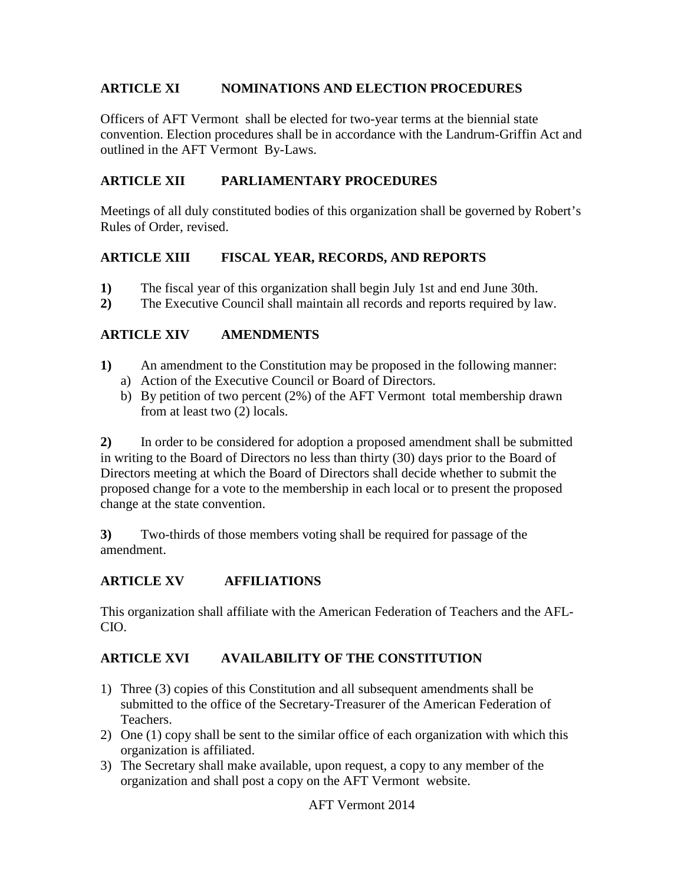## ARTICLE XI NOMINATIONS AND ELECTION PROCEDURES

Officers of AFT Vermont shall be elected for two-year terms at the biennial state convention. Election procedures shall be in accordance with the Landrum-Griffin Act and outlined in the AFT Vermont By-Laws.

## ARTICLE XII PARLIAMENTARY PROCEDURES

Meetings of all duly constituted bodies of this organization shall be governed by Robert's Rules of Order, revised.

## ARTICLE XIII FISCAL YEAR, RECORDS, AND REPORTS

**1)** The fiscal year of this organization shall begin July 1st and end June 30th.
**2)** The Executive Council shall maintain all records and reports required by law.

## ARTICLE XIV AMENDMENTS

**1)** An amendment to the Constitution may be proposed in the following manner:
   a) Action of the Executive Council or Board of Directors.
   b) By petition of two percent (2%) of the AFT Vermont total membership drawn from at least two (2) locals.

**2)** In order to be considered for adoption a proposed amendment shall be submitted in writing to the Board of Directors no less than thirty (30) days prior to the Board of Directors meeting at which the Board of Directors shall decide whether to submit the proposed change for a vote to the membership in each local or to present the proposed change at the state convention.

**3)** Two-thirds of those members voting shall be required for passage of the amendment.

## ARTICLE XV AFFILIATIONS

This organization shall affiliate with the American Federation of Teachers and the AFL-CIO.

## ARTICLE XVI AVAILABILITY OF THE CONSTITUTION

1) Three (3) copies of this Constitution and all subsequent amendments shall be submitted to the office of the Secretary-Treasurer of the American Federation of Teachers.
2) One (1) copy shall be sent to the similar office of each organization with which this organization is affiliated.
3) The Secretary shall make available, upon request, a copy to any member of the organization and shall post a copy on the AFT Vermont website.

AFT Vermont 2014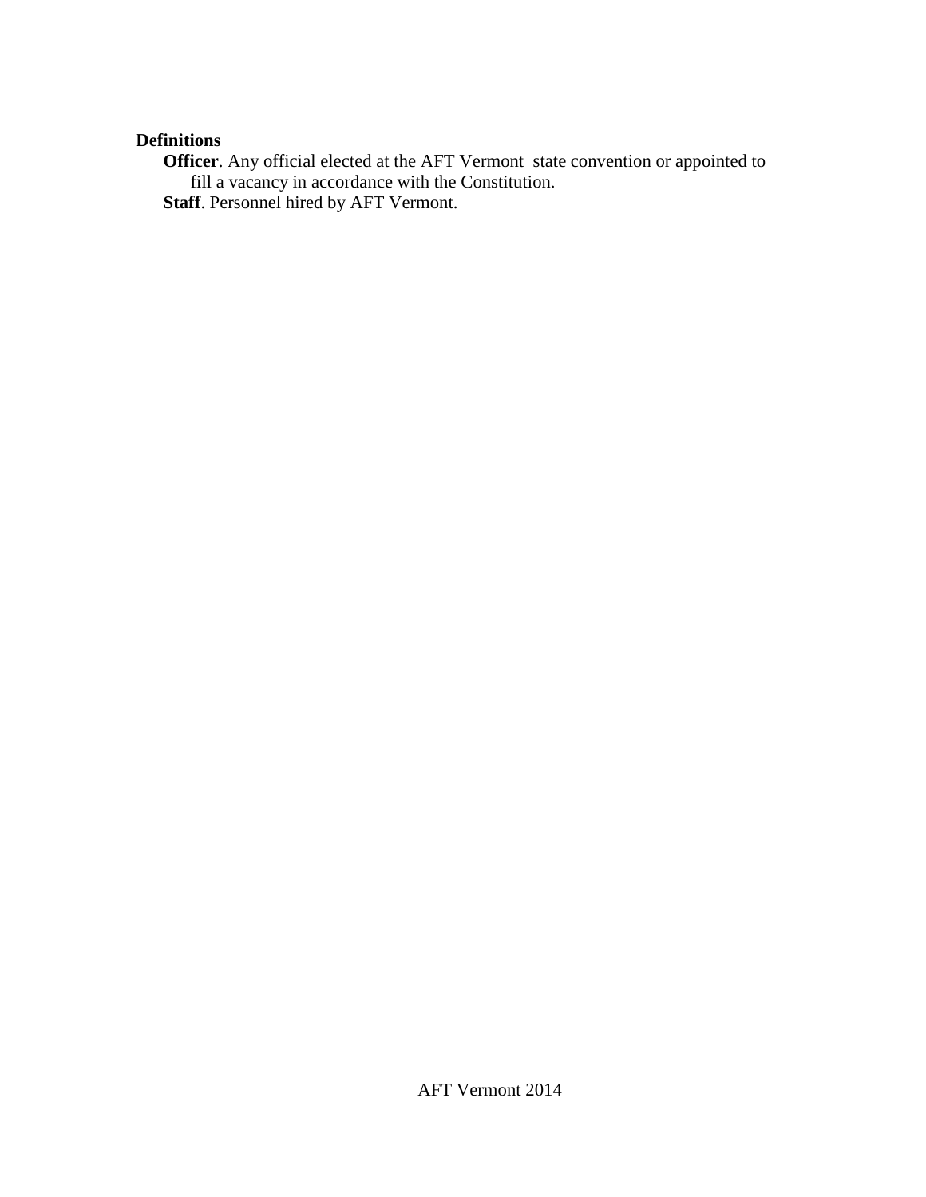**Definitions**

**Officer**. Any official elected at the AFT Vermont state convention or appointed to fill a vacancy in accordance with the Constitution.

**Staff**. Personnel hired by AFT Vermont.